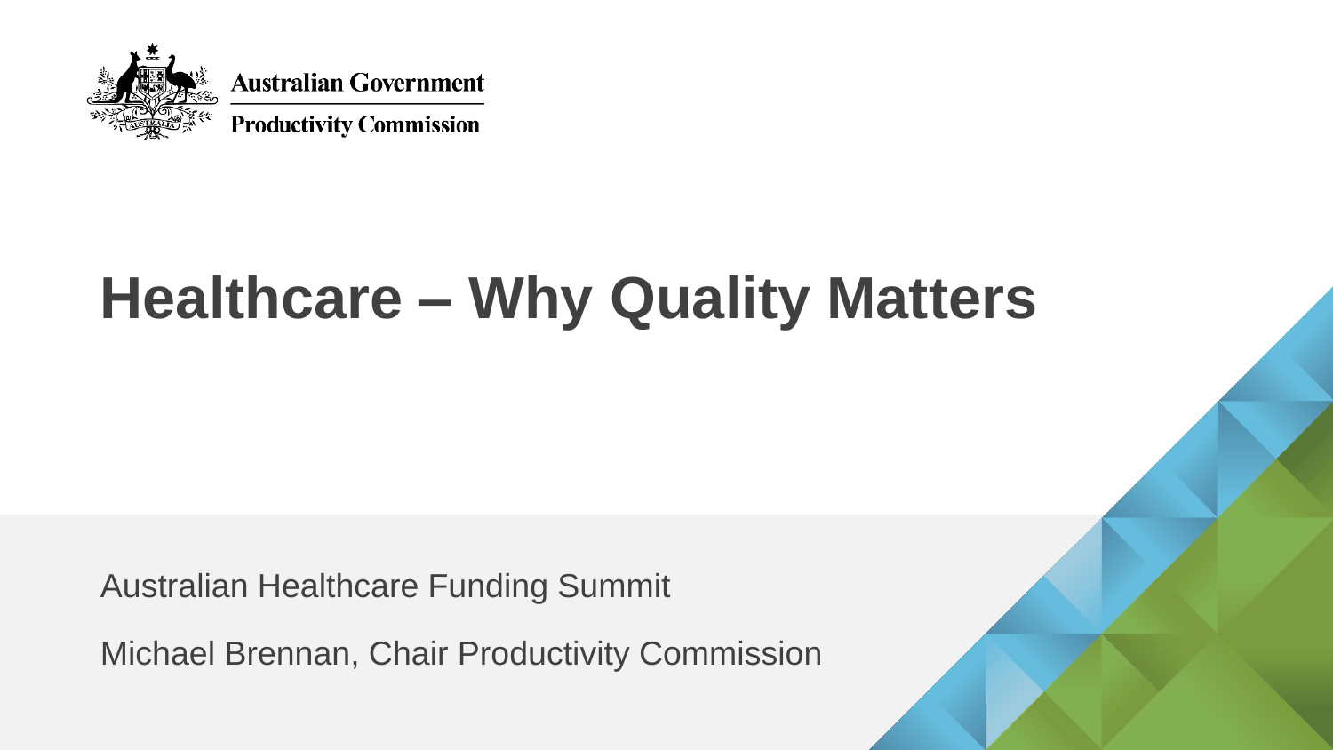Australian Government

Productivity Commission

# Healthcare – Why Quality Matters

Australian Healthcare Funding Summit

Michael Brennan, Chair Productivity Commission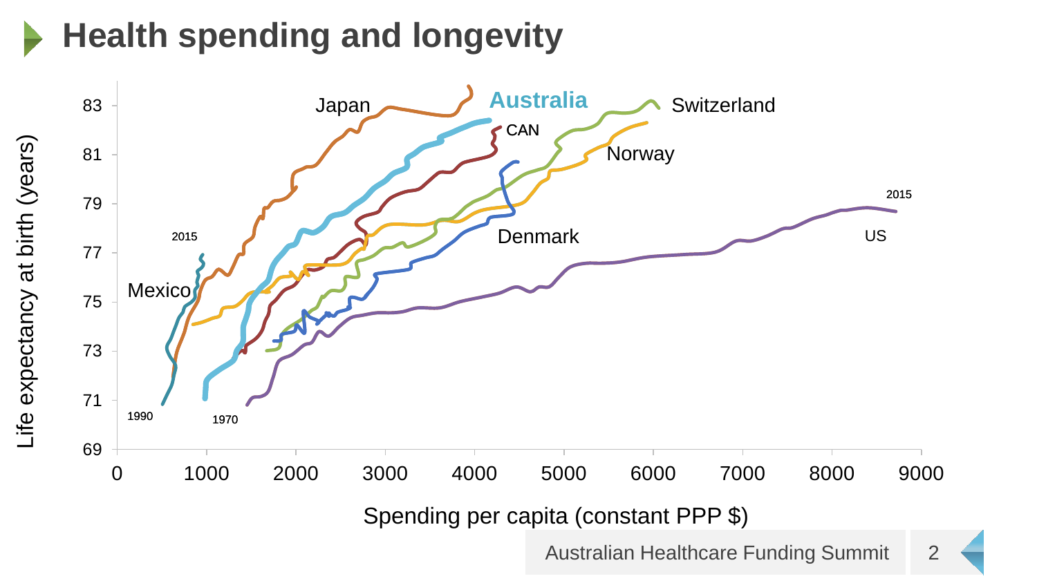# Health spending and longevity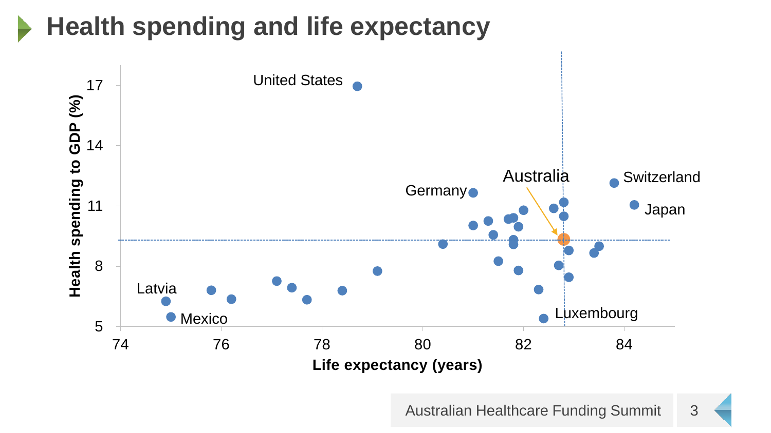# Health spending and life expectancy

Health spending to GDP (%)

17
14
11
8
5

United States
Germany
Australia
Switzerland
Japan
Latvia
Mexico
Luxembourg

74 76 78 80 82 84

Life expectancy (years)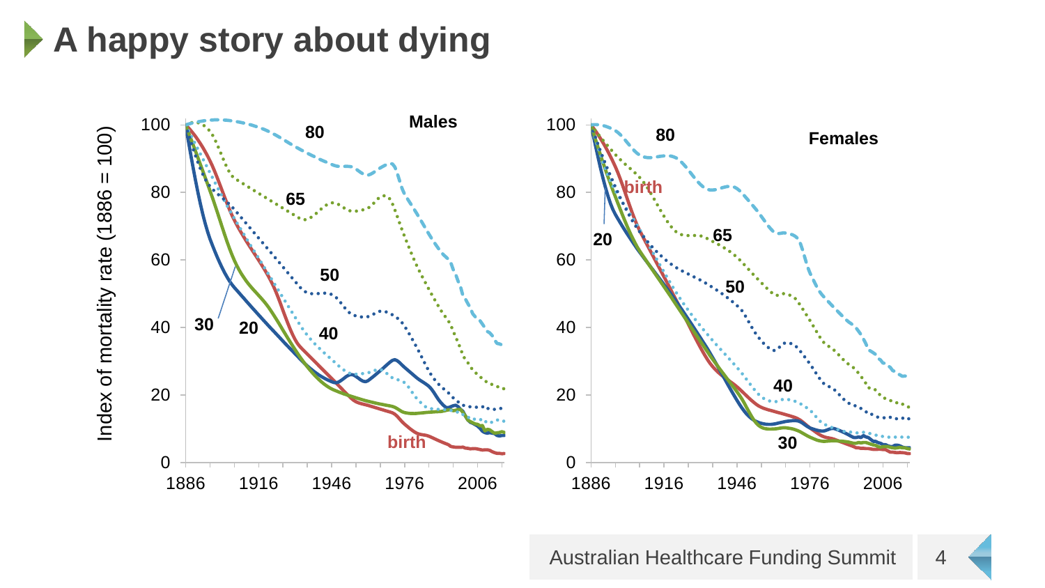# A happy story about dying

Index of mortality rate (1886 = 100)

**Males**

Labels: 80, 65, 50, 40, 30, 20, birth

**Females**

Labels: 80, birth, 20, 65, 50, 40, 30

Y-axis: 0, 20, 40, 60, 80, 100

X-axis: 1886, 1916, 1946, 1976, 2006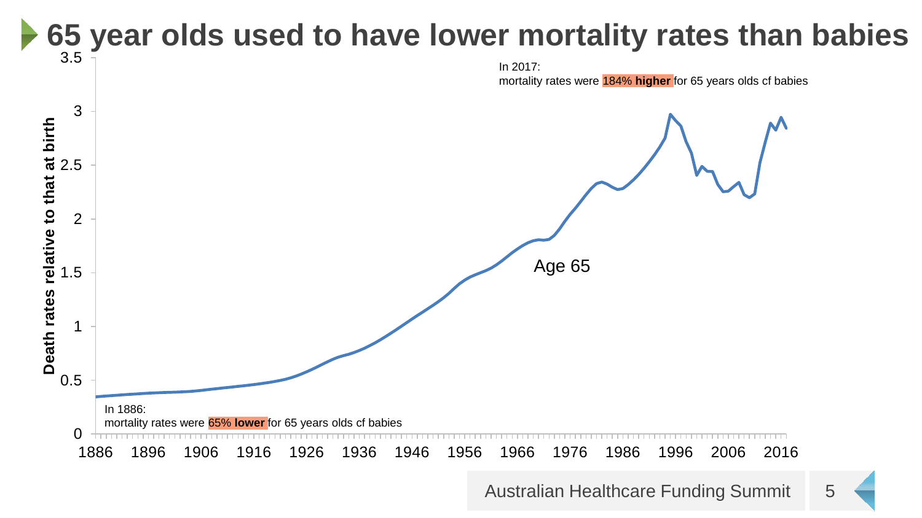# 65 year olds used to have lower mortality rates than babies

Death rates relative to that at birth

Age 65

In 2017:
mortality rates were **184% higher** for 65 years olds cf babies

In 1886:
mortality rates were **65% lower** for 65 years olds cf babies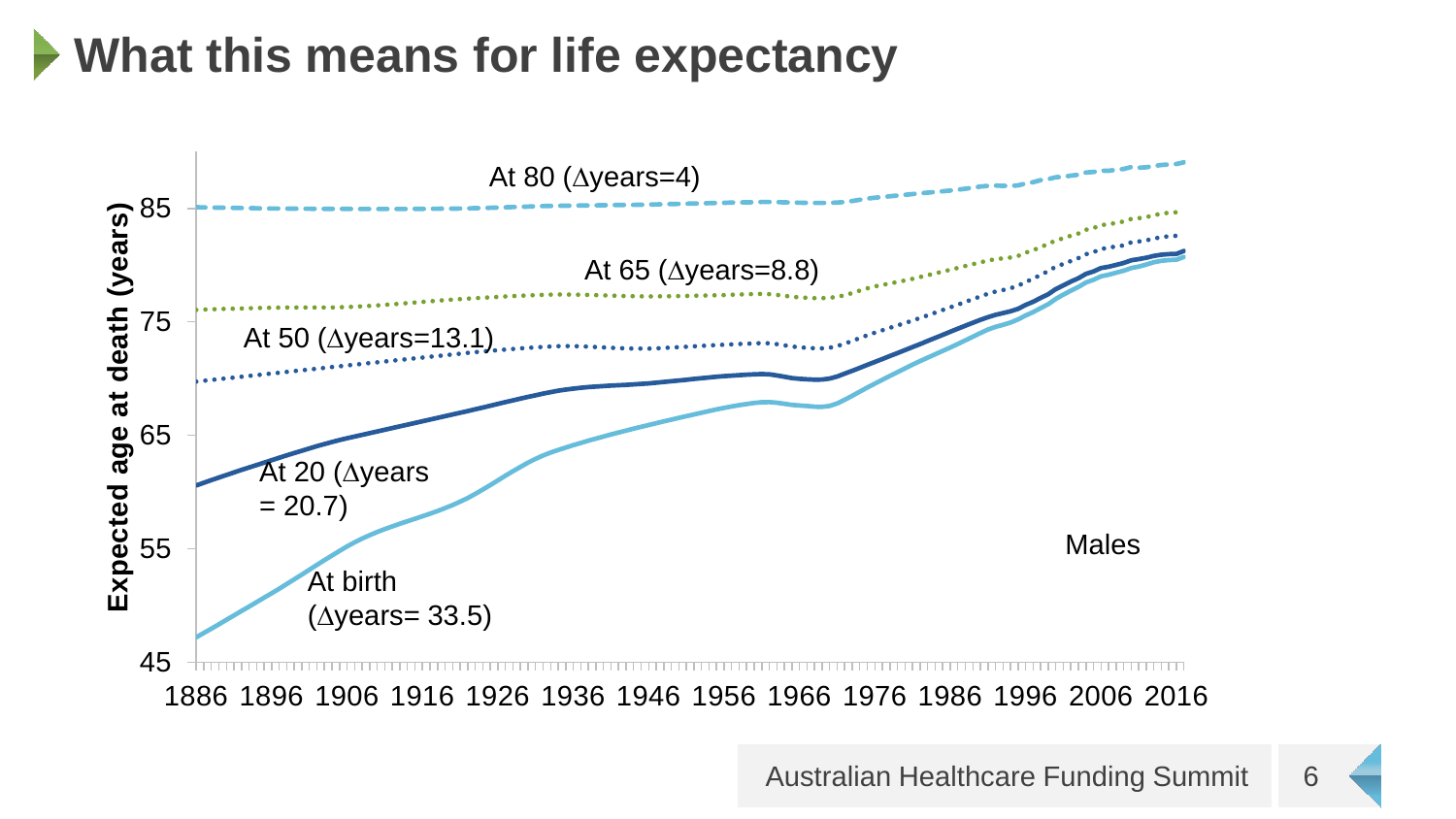# What this means for life expectancy

Expected age at death (years)

At 80 ($\Delta$years=4)

At 65 ($\Delta$years=8.8)

At 50 ($\Delta$years=13.1)

At 20 ($\Delta$years = 20.7)

At birth ($\Delta$years= 33.5)

Males

1886 1896 1906 1916 1926 1936 1946 1956 1966 1976 1986 1996 2006 2016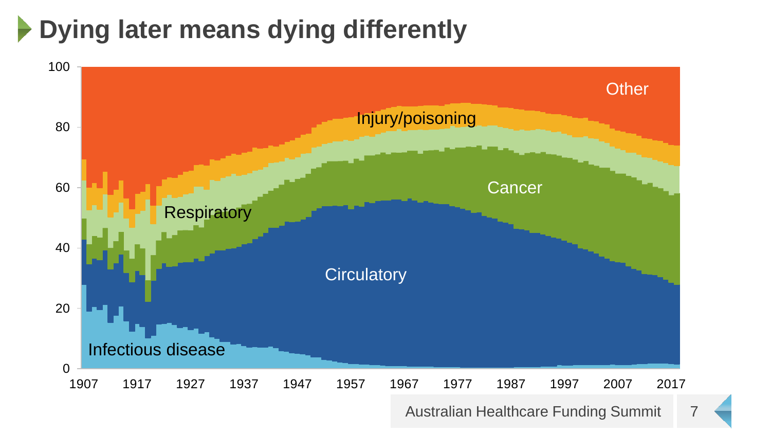# Dying later means dying differently

Other

Injury/poisoning

Respiratory

Cancer

Circulatory

Infectious disease

0, 20, 40, 60, 80, 100

1907, 1917, 1927, 1937, 1947, 1957, 1967, 1977, 1987, 1997, 2007, 2017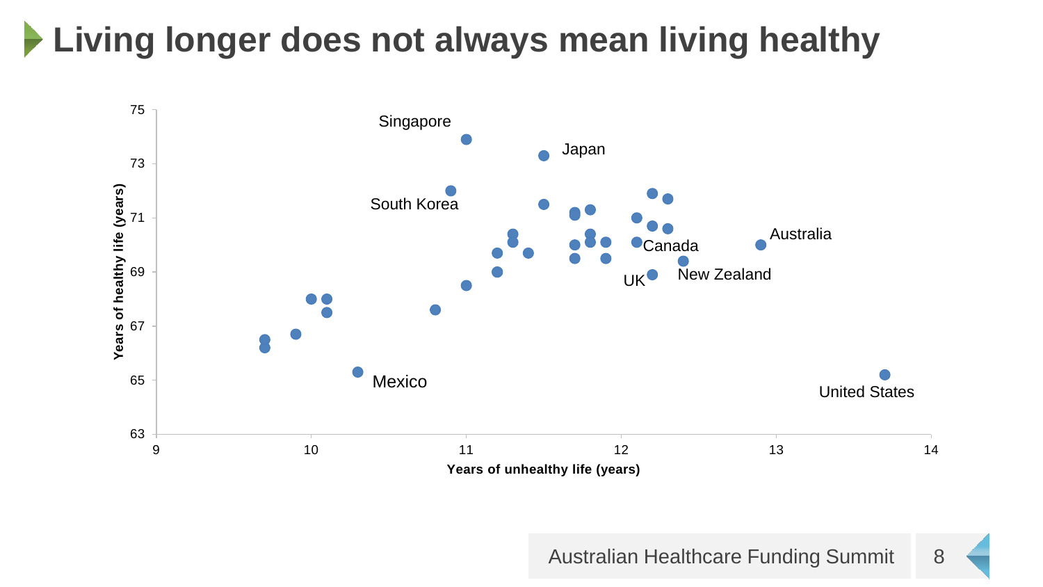# Living longer does not always mean living healthy

Singapore
Japan
South Korea
Australia
Canada
UK
New Zealand
Mexico
United States

Years of healthy life (years)

Years of unhealthy life (years)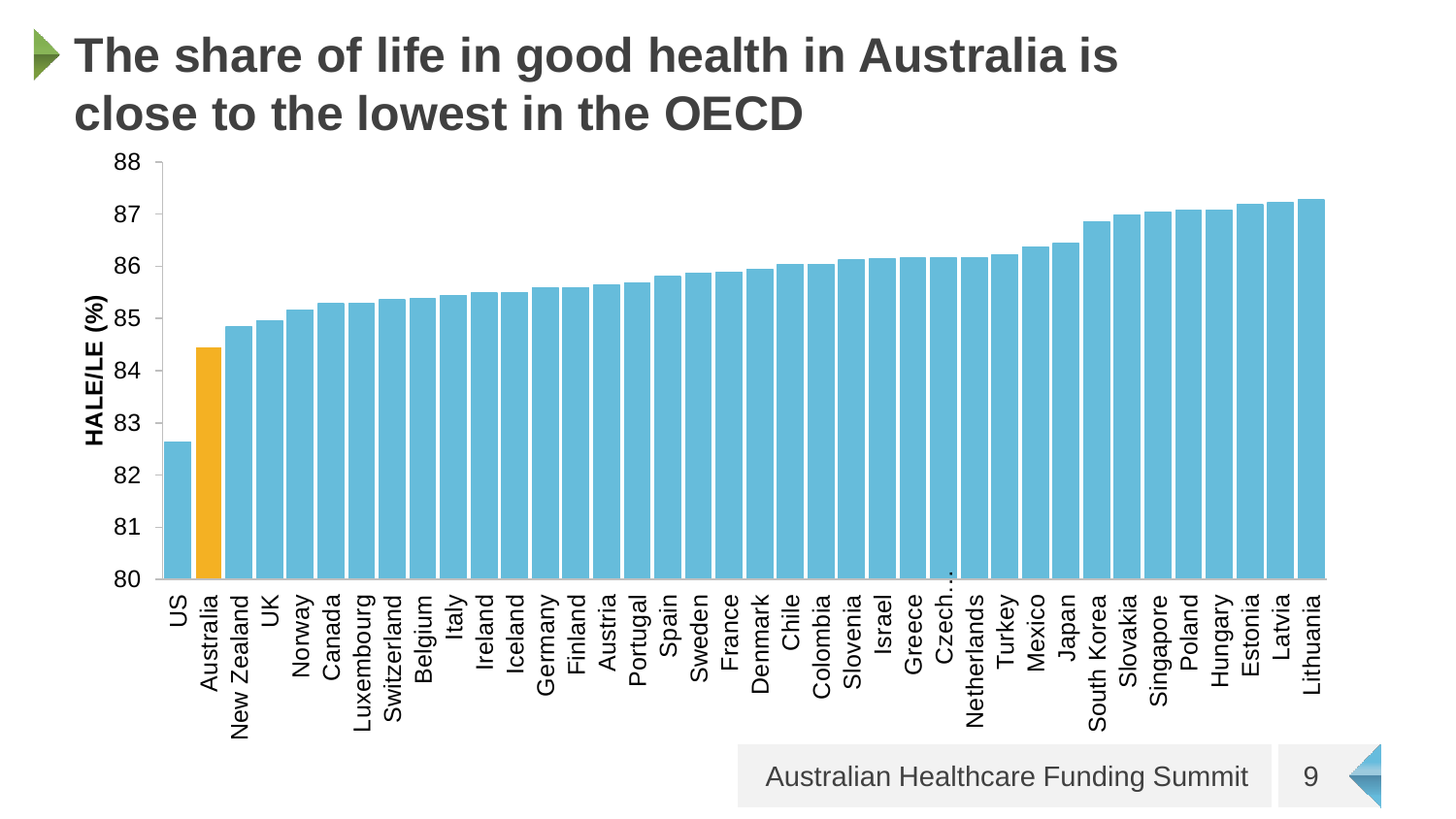# The share of life in good health in Australia is close to the lowest in the OECD

| Country | HALE/LE (%) |
|---|---|
| US | 82.6 |
| Australia | 84.4 |
| New Zealand | 84.8 |
| UK | 84.9 |
| Norway | 85.2 |
| Canada | 85.3 |
| Luxembourg | 85.3 |
| Switzerland | 85.4 |
| Belgium | 85.4 |
| Italy | 85.4 |
| Ireland | 85.5 |
| Iceland | 85.5 |
| Germany | 85.6 |
| Finland | 85.6 |
| Austria | 85.6 |
| Portugal | 85.7 |
| Spain | 85.8 |
| Sweden | 85.9 |
| France | 85.9 |
| Denmark | 85.9 |
| Chile | 86.0 |
| Colombia | 86.0 |
| Slovenia | 86.1 |
| Israel | 86.2 |
| Greece | 86.2 |
| Czech… | 86.2 |
| Netherlands | 86.2 |
| Turkey | 86.2 |
| Mexico | 86.4 |
| Japan | 86.4 |
| South Korea | 86.9 |
| Slovakia | 87.0 |
| Singapore | 87.0 |
| Poland | 87.1 |
| Hungary | 87.1 |
| Estonia | 87.2 |
| Latvia | 87.2 |
| Lithuania | 87.3 |

Australian Healthcare Funding Summit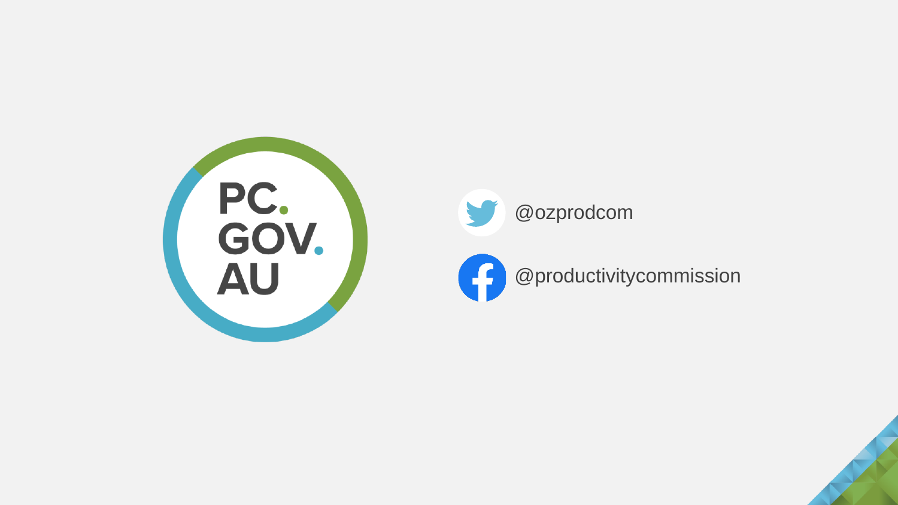PC.
GOV.
AU

@ozprodcom

@productivitycommission